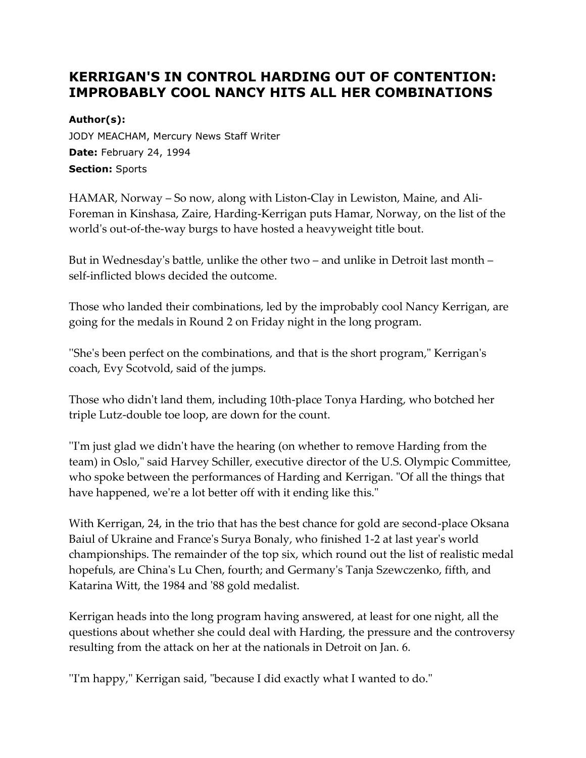# KERRIGAN'S IN CONTROL HARDING OUT OF CONTENTION: IMPROBABLY COOL NANCY HITS ALL HER COMBINATIONS

**Author(s):**
JODY MEACHAM, Mercury News Staff Writer
**Date:** February 24, 1994
**Section:** Sports

HAMAR, Norway – So now, along with Liston-Clay in Lewiston, Maine, and Ali-Foreman in Kinshasa, Zaire, Harding-Kerrigan puts Hamar, Norway, on the list of the world's out-of-the-way burgs to have hosted a heavyweight title bout.

But in Wednesday's battle, unlike the other two – and unlike in Detroit last month – self-inflicted blows decided the outcome.

Those who landed their combinations, led by the improbably cool Nancy Kerrigan, are going for the medals in Round 2 on Friday night in the long program.

"She's been perfect on the combinations, and that is the short program," Kerrigan's coach, Evy Scotvold, said of the jumps.

Those who didn't land them, including 10th-place Tonya Harding, who botched her triple Lutz-double toe loop, are down for the count.

"I'm just glad we didn't have the hearing (on whether to remove Harding from the team) in Oslo," said Harvey Schiller, executive director of the U.S. Olympic Committee, who spoke between the performances of Harding and Kerrigan. "Of all the things that have happened, we're a lot better off with it ending like this."

With Kerrigan, 24, in the trio that has the best chance for gold are second-place Oksana Baiul of Ukraine and France's Surya Bonaly, who finished 1-2 at last year's world championships. The remainder of the top six, which round out the list of realistic medal hopefuls, are China's Lu Chen, fourth; and Germany's Tanja Szewczenko, fifth, and Katarina Witt, the 1984 and '88 gold medalist.

Kerrigan heads into the long program having answered, at least for one night, all the questions about whether she could deal with Harding, the pressure and the controversy resulting from the attack on her at the nationals in Detroit on Jan. 6.

"I'm happy," Kerrigan said, "because I did exactly what I wanted to do."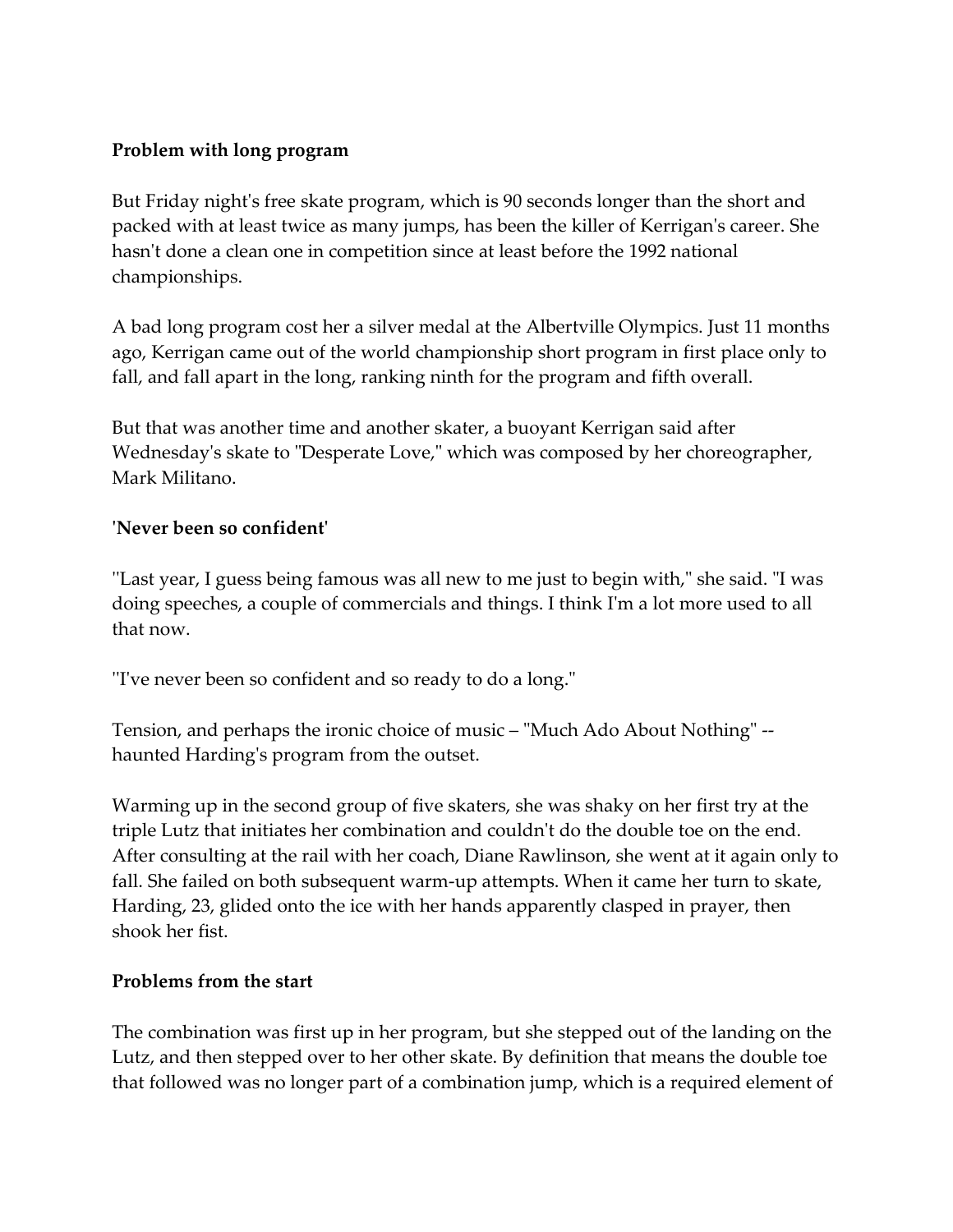**Problem with long program**

But Friday night's free skate program, which is 90 seconds longer than the short and packed with at least twice as many jumps, has been the killer of Kerrigan's career. She hasn't done a clean one in competition since at least before the 1992 national championships.

A bad long program cost her a silver medal at the Albertville Olympics. Just 11 months ago, Kerrigan came out of the world championship short program in first place only to fall, and fall apart in the long, ranking ninth for the program and fifth overall.

But that was another time and another skater, a buoyant Kerrigan said after Wednesday's skate to "Desperate Love," which was composed by her choreographer, Mark Militano.

**'Never been so confident'**

"Last year, I guess being famous was all new to me just to begin with," she said. "I was doing speeches, a couple of commercials and things. I think I'm a lot more used to all that now.

"I've never been so confident and so ready to do a long."

Tension, and perhaps the ironic choice of music – "Much Ado About Nothing" -- haunted Harding's program from the outset.

Warming up in the second group of five skaters, she was shaky on her first try at the triple Lutz that initiates her combination and couldn't do the double toe on the end. After consulting at the rail with her coach, Diane Rawlinson, she went at it again only to fall. She failed on both subsequent warm-up attempts. When it came her turn to skate, Harding, 23, glided onto the ice with her hands apparently clasped in prayer, then shook her fist.

**Problems from the start**

The combination was first up in her program, but she stepped out of the landing on the Lutz, and then stepped over to her other skate. By definition that means the double toe that followed was no longer part of a combination jump, which is a required element of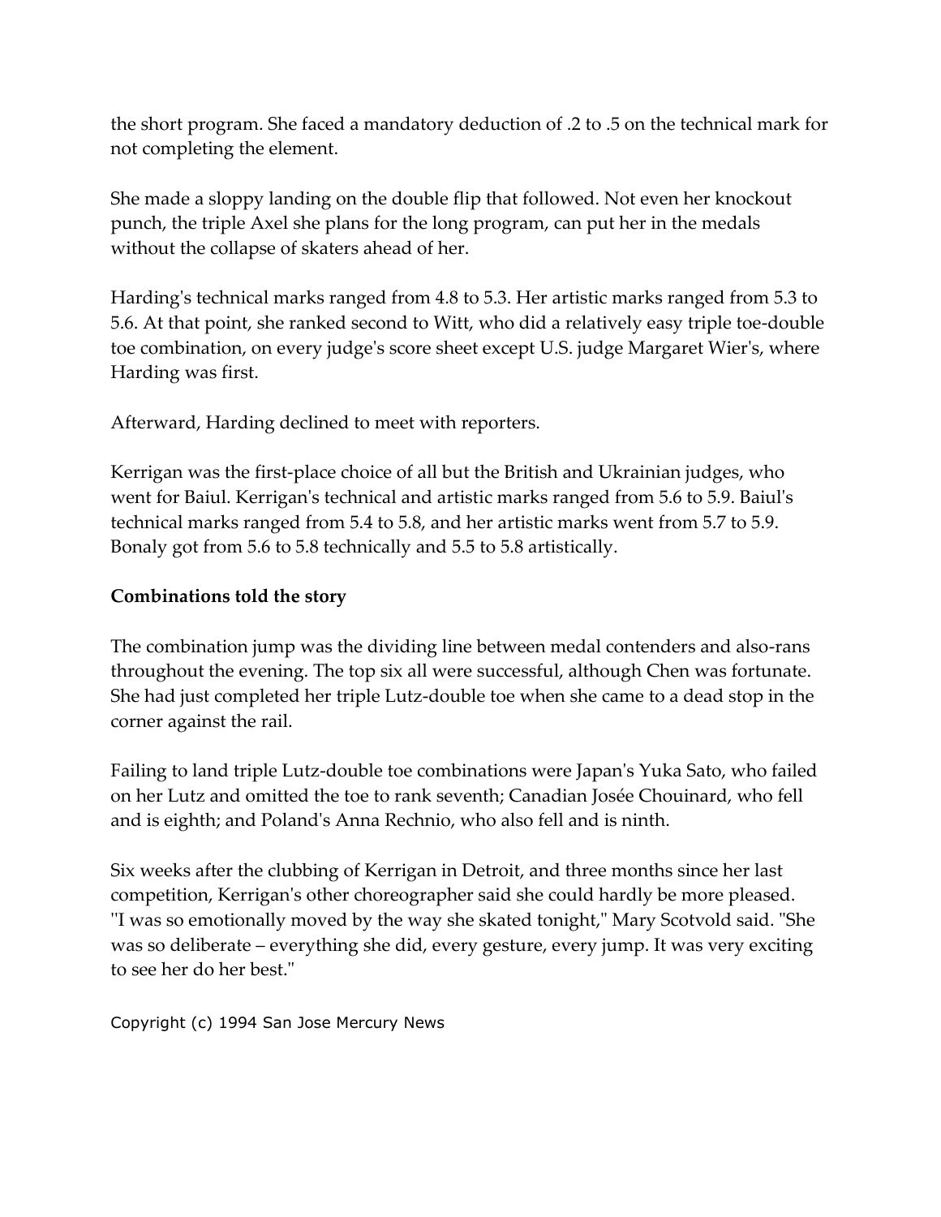the short program. She faced a mandatory deduction of .2 to .5 on the technical mark for not completing the element.

She made a sloppy landing on the double flip that followed. Not even her knockout punch, the triple Axel she plans for the long program, can put her in the medals without the collapse of skaters ahead of her.

Harding's technical marks ranged from 4.8 to 5.3. Her artistic marks ranged from 5.3 to 5.6. At that point, she ranked second to Witt, who did a relatively easy triple toe-double toe combination, on every judge's score sheet except U.S. judge Margaret Wier's, where Harding was first.

Afterward, Harding declined to meet with reporters.

Kerrigan was the first-place choice of all but the British and Ukrainian judges, who went for Baiul. Kerrigan's technical and artistic marks ranged from 5.6 to 5.9. Baiul's technical marks ranged from 5.4 to 5.8, and her artistic marks went from 5.7 to 5.9. Bonaly got from 5.6 to 5.8 technically and 5.5 to 5.8 artistically.

**Combinations told the story**

The combination jump was the dividing line between medal contenders and also-rans throughout the evening. The top six all were successful, although Chen was fortunate. She had just completed her triple Lutz-double toe when she came to a dead stop in the corner against the rail.

Failing to land triple Lutz-double toe combinations were Japan's Yuka Sato, who failed on her Lutz and omitted the toe to rank seventh; Canadian Josée Chouinard, who fell and is eighth; and Poland's Anna Rechnio, who also fell and is ninth.

Six weeks after the clubbing of Kerrigan in Detroit, and three months since her last competition, Kerrigan's other choreographer said she could hardly be more pleased. "I was so emotionally moved by the way she skated tonight," Mary Scotvold said. "She was so deliberate – everything she did, every gesture, every jump. It was very exciting to see her do her best."

Copyright (c) 1994 San Jose Mercury News